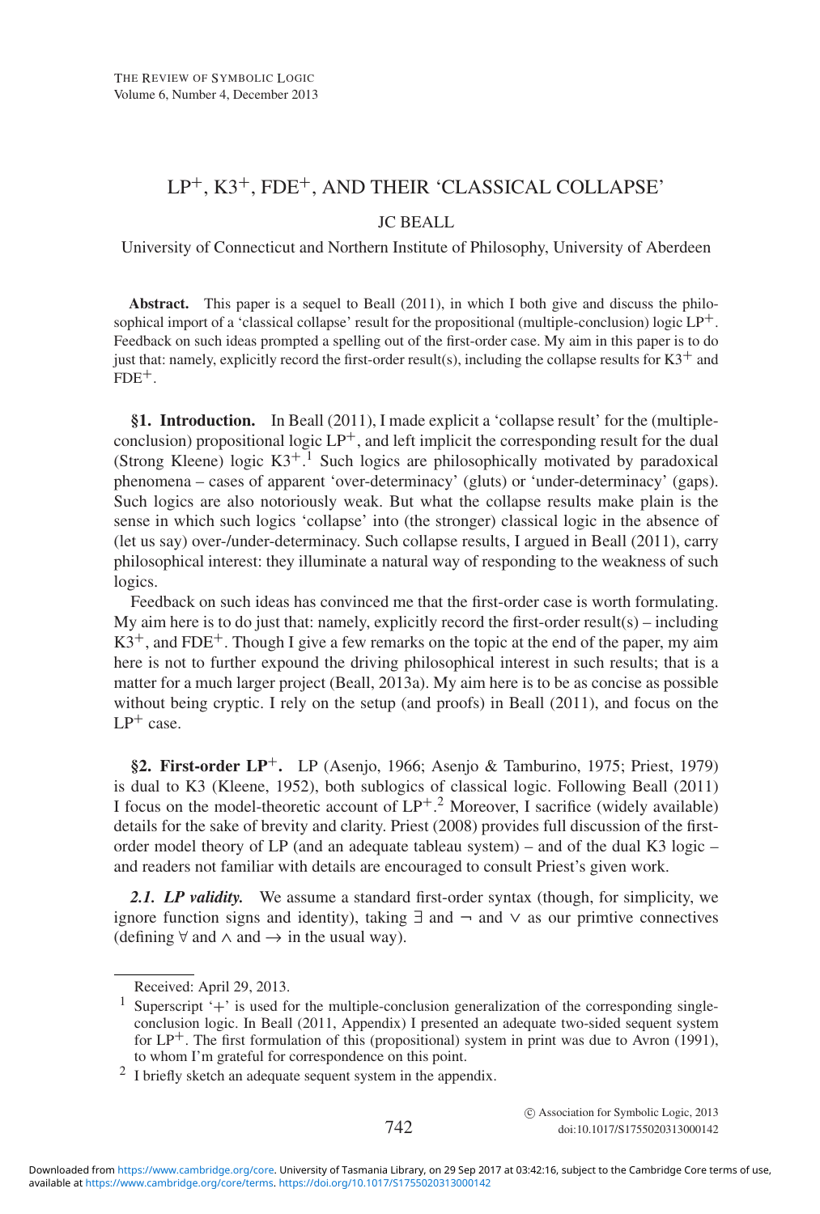# LP$^+$, K3$^+$, FDE$^+$, AND THEIR 'CLASSICAL COLLAPSE'

JC BEALL

University of Connecticut and Northern Institute of Philosophy, University of Aberdeen

**Abstract.** This paper is a sequel to Beall (2011), in which I both give and discuss the philosophical import of a 'classical collapse' result for the propositional (multiple-conclusion) logic LP$^+$. Feedback on such ideas prompted a spelling out of the first-order case. My aim in this paper is to do just that: namely, explicitly record the first-order result(s), including the collapse results for K3$^+$ and FDE$^+$.

**§1. Introduction.** In Beall (2011), I made explicit a 'collapse result' for the (multiple-conclusion) propositional logic LP$^+$, and left implicit the corresponding result for the dual (Strong Kleene) logic K3$^+$.[1] Such logics are philosophically motivated by paradoxical phenomena – cases of apparent 'over-determinacy' (gluts) or 'under-determinacy' (gaps). Such logics are also notoriously weak. But what the collapse results make plain is the sense in which such logics 'collapse' into (the stronger) classical logic in the absence of (let us say) over-/under-determinacy. Such collapse results, I argued in Beall (2011), carry philosophical interest: they illuminate a natural way of responding to the weakness of such logics.

Feedback on such ideas has convinced me that the first-order case is worth formulating. My aim here is to do just that: namely, explicitly record the first-order result(s) – including K3$^+$, and FDE$^+$. Though I give a few remarks on the topic at the end of the paper, my aim here is not to further expound the driving philosophical interest in such results; that is a matter for a much larger project (Beall, 2013a). My aim here is to be as concise as possible without being cryptic. I rely on the setup (and proofs) in Beall (2011), and focus on the LP$^+$ case.

**§2. First-order LP$^+$.** LP (Asenjo, 1966; Asenjo & Tamburino, 1975; Priest, 1979) is dual to K3 (Kleene, 1952), both sublogics of classical logic. Following Beall (2011) I focus on the model-theoretic account of LP$^+$.[2] Moreover, I sacrifice (widely available) details for the sake of brevity and clarity. Priest (2008) provides full discussion of the first-order model theory of LP (and an adequate tableau system) – and of the dual K3 logic – and readers not familiar with details are encouraged to consult Priest's given work.

***2.1. LP validity.*** We assume a standard first-order syntax (though, for simplicity, we ignore function signs and identity), taking $\exists$ and $\neg$ and $\vee$ as our primtive connectives (defining $\forall$ and $\wedge$ and $\rightarrow$ in the usual way).

Received: April 29, 2013.

[1] Superscript '+' is used for the multiple-conclusion generalization of the corresponding single-conclusion logic. In Beall (2011, Appendix) I presented an adequate two-sided sequent system for LP$^+$. The first formulation of this (propositional) system in print was due to Avron (1991), to whom I'm grateful for correspondence on this point.

[2] I briefly sketch an adequate sequent system in the appendix.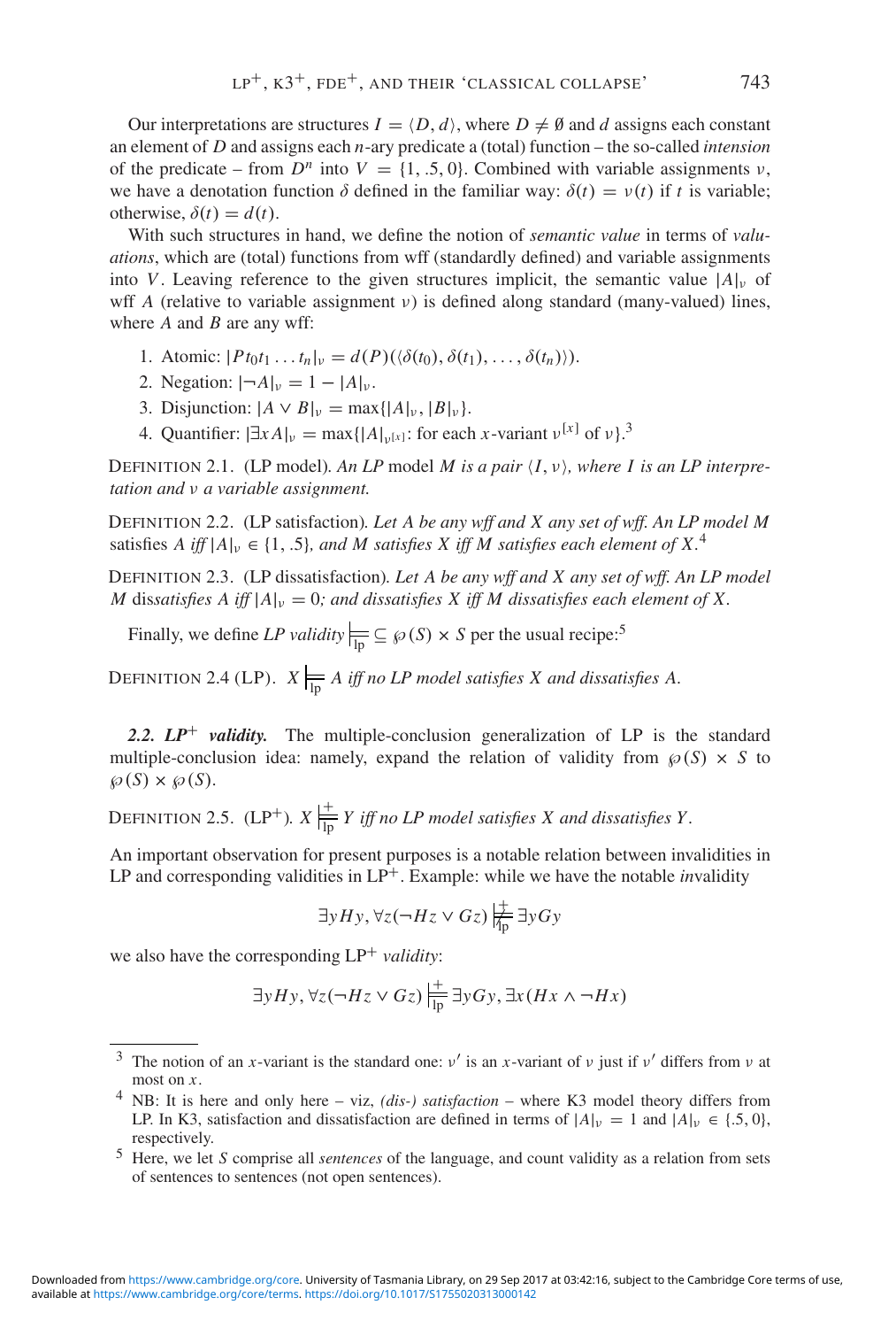Our interpretations are structures $I = \langle D, d \rangle$, where $D \neq \emptyset$ and $d$ assigns each constant an element of $D$ and assigns each $n$-ary predicate a (total) function – the so-called *intension* of the predicate – from $D^n$ into $V = \{1, .5, 0\}$. Combined with variable assignments $\nu$, we have a denotation function $\delta$ defined in the familiar way: $\delta(t) = \nu(t)$ if $t$ is variable; otherwise, $\delta(t) = d(t)$.

With such structures in hand, we define the notion of *semantic value* in terms of *valuations*, which are (total) functions from wff (standardly defined) and variable assignments into $V$. Leaving reference to the given structures implicit, the semantic value $|A|_\nu$ of wff $A$ (relative to variable assignment $\nu$) is defined along standard (many-valued) lines, where $A$ and $B$ are any wff:

1. Atomic: $|Pt_0t_1 \ldots t_n|_\nu = d(P)(\langle \delta(t_0), \delta(t_1), \ldots, \delta(t_n) \rangle)$.
2. Negation: $|\neg A|_\nu = 1 - |A|_\nu$.
3. Disjunction: $|A \vee B|_\nu = \max\{|A|_\nu, |B|_\nu\}$.
4. Quantifier: $|\exists x A|_\nu = \max\{|A|_{\nu^{[x]}}$: for each $x$-variant $\nu^{[x]}$ of $\nu\}$.[3]

Definition 2.1. (LP model). *An LP* model *$M$ is a pair $\langle I, \nu \rangle$, where $I$ is an LP interpretation and $\nu$ a variable assignment.*

Definition 2.2. (LP satisfaction). *Let $A$ be any wff and $X$ any set of wff. An LP model $M$* satisfies *$A$ iff $|A|_\nu \in \{1, .5\}$, and $M$ satisfies $X$ iff $M$ satisfies each element of $X$.*[4]

Definition 2.3. (LP dissatisfaction). *Let $A$ be any wff and $X$ any set of wff. An LP model $M$* dissatisfies *$A$ iff $|A|_\nu = 0$; and dissatisfies $X$ iff $M$ dissatisfies each element of $X$.*

Finally, we define *LP validity* $\models_{\text{lp}} \subseteq \wp(S) \times S$ per the usual recipe:[5]

Definition 2.4 (LP). *$X \models_{\text{lp}} A$ iff no LP model satisfies $X$ and dissatisfies $A$.*

***2.2. LP$^+$ validity.*** The multiple-conclusion generalization of LP is the standard multiple-conclusion idea: namely, expand the relation of validity from $\wp(S) \times S$ to $\wp(S) \times \wp(S)$.

Definition 2.5. (LP$^+$). *$X \models^+_{\text{lp}} Y$ iff no LP model satisfies $X$ and dissatisfies $Y$.*

An important observation for present purposes is a notable relation between invalidities in LP and corresponding validities in LP$^+$. Example: while we have the notable *in*validity

$$\exists y Hy, \forall z(\neg Hz \vee Gz) \not\models^+_{\text{lp}} \exists y Gy$$

we also have the corresponding LP$^+$ *validity*:

$$\exists y Hy, \forall z(\neg Hz \vee Gz) \models^+_{\text{lp}} \exists y Gy, \exists x(Hx \wedge \neg Hx)$$

---

[3] The notion of an $x$-variant is the standard one: $\nu'$ is an $x$-variant of $\nu$ just if $\nu'$ differs from $\nu$ at most on $x$.

[4] NB: It is here and only here – viz, *(dis-) satisfaction* – where K3 model theory differs from LP. In K3, satisfaction and dissatisfaction are defined in terms of $|A|_\nu = 1$ and $|A|_\nu \in \{.5, 0\}$, respectively.

[5] Here, we let $S$ comprise all *sentences* of the language, and count validity as a relation from sets of sentences to sentences (not open sentences).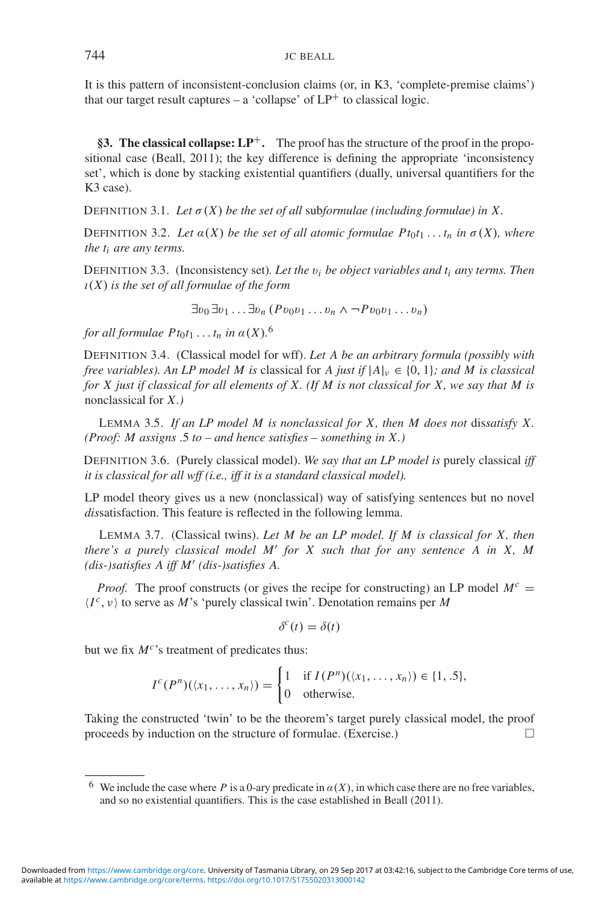It is this pattern of inconsistent-conclusion claims (or, in K3, 'complete-premise claims') that our target result captures – a 'collapse' of $LP^+$ to classical logic.

## §3. The classical collapse: $LP^+$.

The proof has the structure of the proof in the propositional case (Beall, 2011); the key difference is defining the appropriate 'inconsistency set', which is done by stacking existential quantifiers (dually, universal quantifiers for the K3 case).

DEFINITION 3.1. *Let $\sigma(X)$ be the set of all* sub*formulae (including formulae) in $X$.*

DEFINITION 3.2. *Let $\alpha(X)$ be the set of all atomic formulae $Pt_0t_1 \dots t_n$ in $\sigma(X)$, where the $t_i$ are any terms.*

DEFINITION 3.3. (Inconsistency set). *Let the $v_i$ be object variables and $t_i$ any terms. Then $\iota(X)$ is the set of all formulae of the form*

$$\exists v_0 \exists v_1 \dots \exists v_n (Pv_0v_1 \dots v_n \wedge \neg Pv_0v_1 \dots v_n)$$

*for all formulae $Pt_0t_1 \dots t_n$ in $\alpha(X)$.*[6]

DEFINITION 3.4. (Classical model for wff). *Let $A$ be an arbitrary formula (possibly with free variables). An LP model $M$ is* classical *for $A$ just if $|A|_v \in \{0, 1\}$; and $M$ is classical for $X$ just if classical for all elements of $X$. (If $M$ is not classical for $X$, we say that $M$ is* nonclassical *for $X$.)*

LEMMA 3.5. *If an LP model $M$ is nonclassical for $X$, then $M$ does not* dis*satisfy $X$. (Proof: $M$ assigns .5 to – and hence satisfies – something in $X$.)*

DEFINITION 3.6. (Purely classical model). *We say that an LP model is* purely classical *iff it is classical for all wff (i.e., iff it is a standard classical model).*

LP model theory gives us a new (nonclassical) way of satisfying sentences but no novel *dis*satisfaction. This feature is reflected in the following lemma.

LEMMA 3.7. (Classical twins). *Let $M$ be an LP model. If $M$ is classical for $X$, then there's a purely classical model $M'$ for $X$ such that for any sentence $A$ in $X$, $M$ (dis-)satisfies $A$ iff $M'$ (dis-)satisfies $A$.*

*Proof.* The proof constructs (or gives the recipe for constructing) an LP model $M^c = \langle I^c, v \rangle$ to serve as $M$'s 'purely classical twin'. Denotation remains per $M$

$$\delta^c(t) = \delta(t)$$

but we fix $M^c$'s treatment of predicates thus:

$$I^c(P^n)(\langle x_1, \dots, x_n \rangle) = \begin{cases} 1 & \text{if } I(P^n)(\langle x_1, \dots, x_n \rangle) \in \{1, .5\}, \\ 0 & \text{otherwise.} \end{cases}$$

Taking the constructed 'twin' to be the theorem's target purely classical model, the proof proceeds by induction on the structure of formulae. (Exercise.) □

[6] We include the case where $P$ is a 0-ary predicate in $\alpha(X)$, in which case there are no free variables, and so no existential quantifiers. This is the case established in Beall (2011).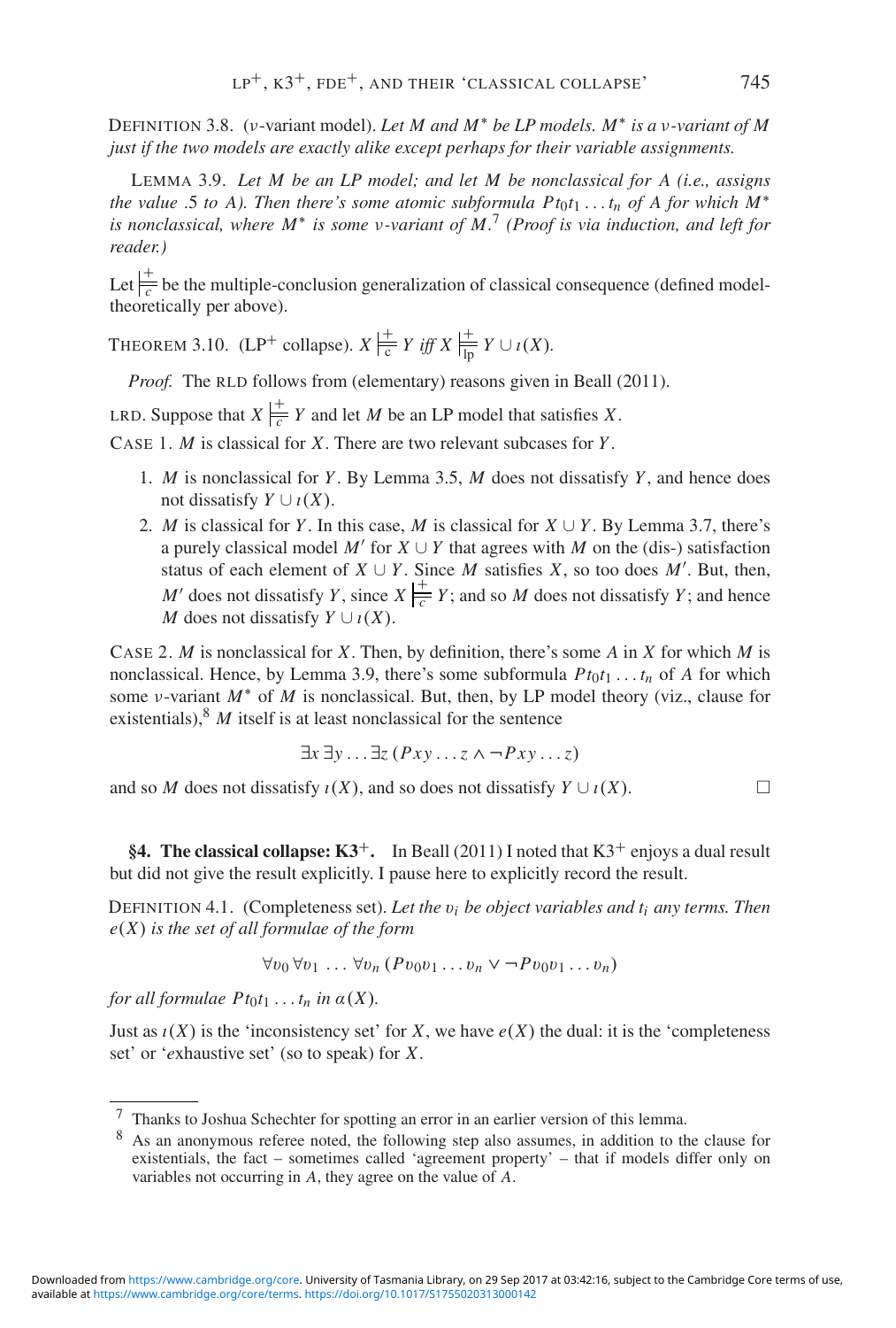DEFINITION 3.8. ($\nu$-variant model). *Let $M$ and $M^*$ be LP models. $M^*$ is a $\nu$-variant of $M$ just if the two models are exactly alike except perhaps for their variable assignments.*

LEMMA 3.9. *Let $M$ be an LP model; and let $M$ be nonclassical for $A$ (i.e., assigns the value .5 to $A$). Then there's some atomic subformula $Pt_0t_1 \ldots t_n$ of $A$ for which $M^*$ is nonclassical, where $M^*$ is some $\nu$-variant of $M$.*[7] *(Proof is via induction, and left for reader.)*

Let $\models^+_c$ be the multiple-conclusion generalization of classical consequence (defined model-theoretically per above).

THEOREM 3.10. (LP$^+$ collapse). $X \models^+_c Y$ *iff* $X \models^+_{lp} Y \cup \iota(X)$.

*Proof.* The RLD follows from (elementary) reasons given in Beall (2011).

LRD. Suppose that $X \models^+_c Y$ and let $M$ be an LP model that satisfies $X$.

CASE 1. $M$ is classical for $X$. There are two relevant subcases for $Y$.

1. $M$ is nonclassical for $Y$. By Lemma 3.5, $M$ does not dissatisfy $Y$, and hence does not dissatisfy $Y \cup \iota(X)$.
2. $M$ is classical for $Y$. In this case, $M$ is classical for $X \cup Y$. By Lemma 3.7, there's a purely classical model $M'$ for $X \cup Y$ that agrees with $M$ on the (dis-) satisfaction status of each element of $X \cup Y$. Since $M$ satisfies $X$, so too does $M'$. But, then, $M'$ does not dissatisfy $Y$, since $X \models^+_c Y$; and so $M$ does not dissatisfy $Y$; and hence $M$ does not dissatisfy $Y \cup \iota(X)$.

CASE 2. $M$ is nonclassical for $X$. Then, by definition, there's some $A$ in $X$ for which $M$ is nonclassical. Hence, by Lemma 3.9, there's some subformula $Pt_0t_1 \ldots t_n$ of $A$ for which some $\nu$-variant $M^*$ of $M$ is nonclassical. But, then, by LP model theory (viz., clause for existentials),[8] $M$ itself is at least nonclassical for the sentence

$$\exists x \, \exists y \ldots \exists z \, (Pxy \ldots z \wedge \neg Pxy \ldots z)$$

and so $M$ does not dissatisfy $\iota(X)$, and so does not dissatisfy $Y \cup \iota(X)$. □

## §4. The classical collapse: K3$^+$.

In Beall (2011) I noted that K3$^+$ enjoys a dual result but did not give the result explicitly. I pause here to explicitly record the result.

DEFINITION 4.1. (Completeness set). *Let the $v_i$ be object variables and $t_i$ any terms. Then $e(X)$ is the set of all formulae of the form*

$$\forall v_0 \, \forall v_1 \, \ldots \, \forall v_n \, (Pv_0v_1 \ldots v_n \vee \neg Pv_0v_1 \ldots v_n)$$

*for all formulae $Pt_0t_1 \ldots t_n$ in $\alpha(X)$.*

Just as $\iota(X)$ is the 'inconsistency set' for $X$, we have $e(X)$ the dual: it is the 'completeness set' or '*e*xhaustive set' (so to speak) for $X$.

[7] Thanks to Joshua Schechter for spotting an error in an earlier version of this lemma.

[8] As an anonymous referee noted, the following step also assumes, in addition to the clause for existentials, the fact – sometimes called 'agreement property' – that if models differ only on variables not occurring in $A$, they agree on the value of $A$.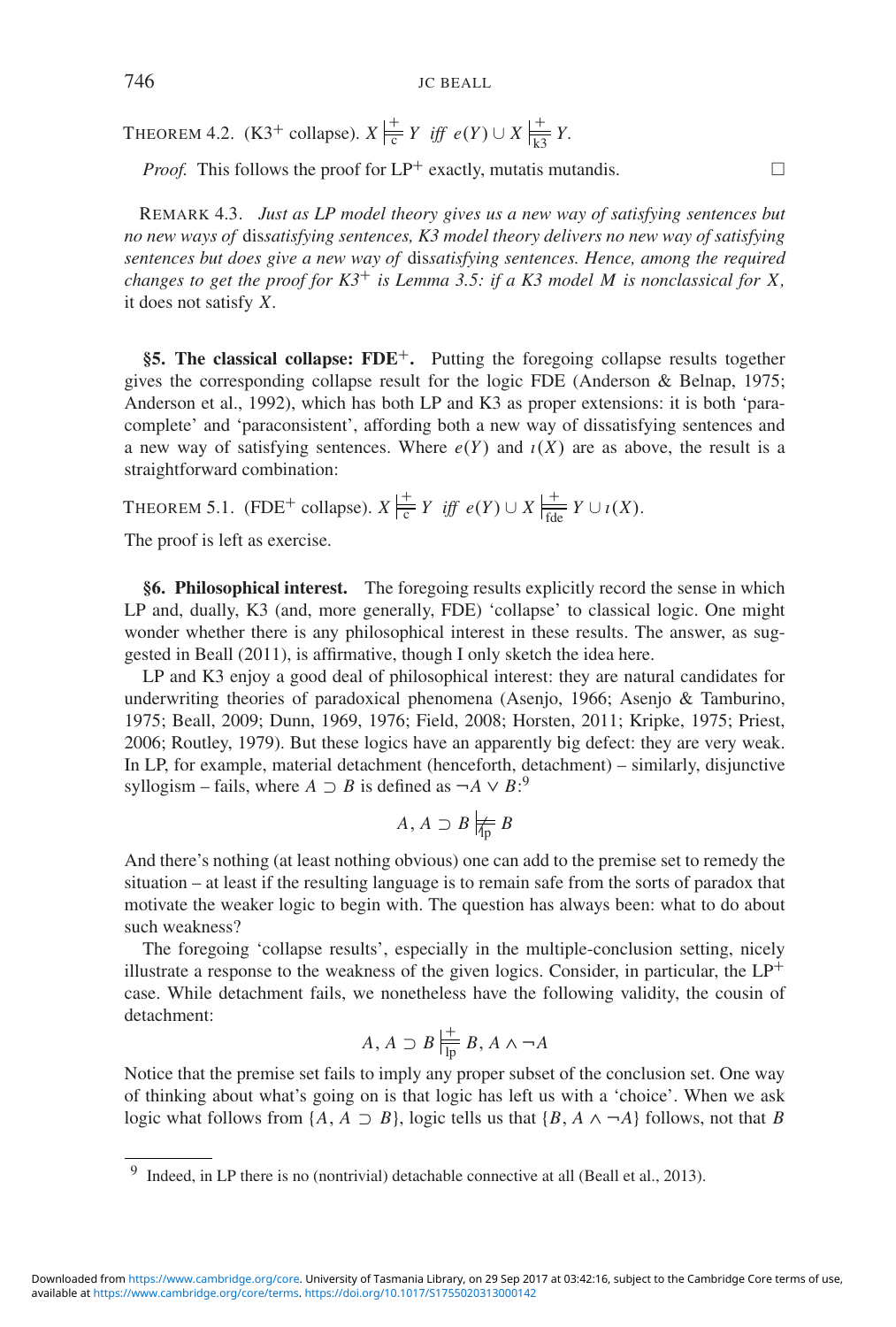THEOREM 4.2. (K3$^+$ collapse). $X \models^+_{c} Y$ *iff* $e(Y) \cup X \models^+_{k3} Y$.

*Proof.* This follows the proof for LP$^+$ exactly, mutatis mutandis. □

REMARK 4.3. *Just as LP model theory gives us a new way of satisfying sentences but no new ways of* dis*satisfying sentences, K3 model theory delivers no new way of satisfying sentences but does give a new way of* dis*satisfying sentences. Hence, among the required changes to get the proof for K3$^+$ is Lemma 3.5: if a K3 model M is nonclassical for X,* it does not satisfy $X$.

**§5. The classical collapse: FDE$^+$.** Putting the foregoing collapse results together gives the corresponding collapse result for the logic FDE (Anderson & Belnap, 1975; Anderson et al., 1992), which has both LP and K3 as proper extensions: it is both 'paracomplete' and 'paraconsistent', affording both a new way of dissatisfying sentences and a new way of satisfying sentences. Where $e(Y)$ and $\iota(X)$ are as above, the result is a straightforward combination:

THEOREM 5.1. (FDE$^+$ collapse). $X \models^+_{c} Y$ *iff* $e(Y) \cup X \models^+_{fde} Y \cup \iota(X)$.

The proof is left as exercise.

**§6. Philosophical interest.** The foregoing results explicitly record the sense in which LP and, dually, K3 (and, more generally, FDE) 'collapse' to classical logic. One might wonder whether there is any philosophical interest in these results. The answer, as suggested in Beall (2011), is affirmative, though I only sketch the idea here.

LP and K3 enjoy a good deal of philosophical interest: they are natural candidates for underwriting theories of paradoxical phenomena (Asenjo, 1966; Asenjo & Tamburino, 1975; Beall, 2009; Dunn, 1969, 1976; Field, 2008; Horsten, 2011; Kripke, 1975; Priest, 2006; Routley, 1979). But these logics have an apparently big defect: they are very weak. In LP, for example, material detachment (henceforth, detachment) – similarly, disjunctive syllogism – fails, where $A \supset B$ is defined as $\neg A \vee B$:[9]

$$A, A \supset B \not\models_{lp} B$$

And there's nothing (at least nothing obvious) one can add to the premise set to remedy the situation – at least if the resulting language is to remain safe from the sorts of paradox that motivate the weaker logic to begin with. The question has always been: what to do about such weakness?

The foregoing 'collapse results', especially in the multiple-conclusion setting, nicely illustrate a response to the weakness of the given logics. Consider, in particular, the LP$^+$ case. While detachment fails, we nonetheless have the following validity, the cousin of detachment:

$$A, A \supset B \models^+_{lp} B, A \wedge \neg A$$

Notice that the premise set fails to imply any proper subset of the conclusion set. One way of thinking about what's going on is that logic has left us with a 'choice'. When we ask logic what follows from $\{A, A \supset B\}$, logic tells us that $\{B, A \wedge \neg A\}$ follows, not that $B$

[9] Indeed, in LP there is no (nontrivial) detachable connective at all (Beall et al., 2013).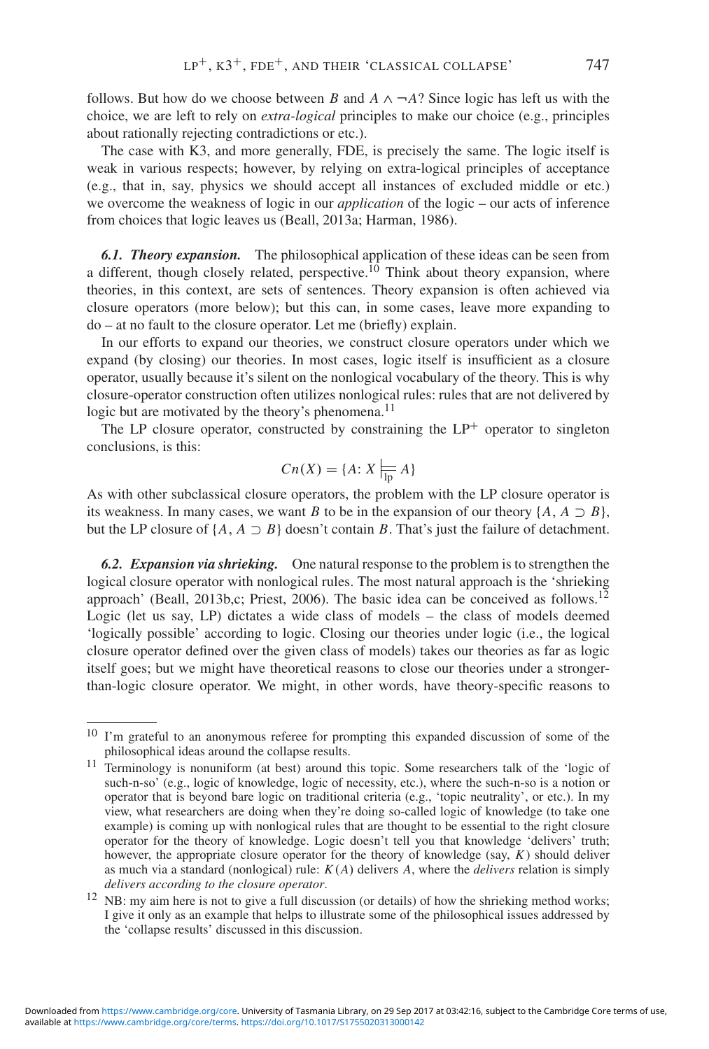follows. But how do we choose between $B$ and $A \wedge \neg A$? Since logic has left us with the choice, we are left to rely on *extra-logical* principles to make our choice (e.g., principles about rationally rejecting contradictions or etc.).

The case with K3, and more generally, FDE, is precisely the same. The logic itself is weak in various respects; however, by relying on extra-logical principles of acceptance (e.g., that in, say, physics we should accept all instances of excluded middle or etc.) we overcome the weakness of logic in our *application* of the logic – our acts of inference from choices that logic leaves us (Beall, 2013a; Harman, 1986).

***6.1. Theory expansion.*** The philosophical application of these ideas can be seen from a different, though closely related, perspective.[10] Think about theory expansion, where theories, in this context, are sets of sentences. Theory expansion is often achieved via closure operators (more below); but this can, in some cases, leave more expanding to do – at no fault to the closure operator. Let me (briefly) explain.

In our efforts to expand our theories, we construct closure operators under which we expand (by closing) our theories. In most cases, logic itself is insufficient as a closure operator, usually because it's silent on the nonlogical vocabulary of the theory. This is why closure-operator construction often utilizes nonlogical rules: rules that are not delivered by logic but are motivated by the theory's phenomena.[11]

The LP closure operator, constructed by constraining the LP$^+$ operator to singleton conclusions, is this:

$$Cn(X) = \{A : X \models_{lp} A\}$$

As with other subclassical closure operators, the problem with the LP closure operator is its weakness. In many cases, we want $B$ to be in the expansion of our theory $\{A, A \supset B\}$, but the LP closure of $\{A, A \supset B\}$ doesn't contain $B$. That's just the failure of detachment.

***6.2. Expansion via shrieking.*** One natural response to the problem is to strengthen the logical closure operator with nonlogical rules. The most natural approach is the 'shrieking approach' (Beall, 2013b,c; Priest, 2006). The basic idea can be conceived as follows.[12] Logic (let us say, LP) dictates a wide class of models – the class of models deemed 'logically possible' according to logic. Closing our theories under logic (i.e., the logical closure operator defined over the given class of models) takes our theories as far as logic itself goes; but we might have theoretical reasons to close our theories under a stronger-than-logic closure operator. We might, in other words, have theory-specific reasons to

---

[10] I'm grateful to an anonymous referee for prompting this expanded discussion of some of the philosophical ideas around the collapse results.

[11] Terminology is nonuniform (at best) around this topic. Some researchers talk of the 'logic of such-n-so' (e.g., logic of knowledge, logic of necessity, etc.), where the such-n-so is a notion or operator that is beyond bare logic on traditional criteria (e.g., 'topic neutrality', or etc.). In my view, what researchers are doing when they're doing so-called logic of knowledge (to take one example) is coming up with nonlogical rules that are thought to be essential to the right closure operator for the theory of knowledge. Logic doesn't tell you that knowledge 'delivers' truth; however, the appropriate closure operator for the theory of knowledge (say, $K$) should deliver as much via a standard (nonlogical) rule: $K(A)$ delivers $A$, where the *delivers* relation is simply *delivers according to the closure operator*.

[12] NB: my aim here is not to give a full discussion (or details) of how the shrieking method works; I give it only as an example that helps to illustrate some of the philosophical issues addressed by the 'collapse results' discussed in this discussion.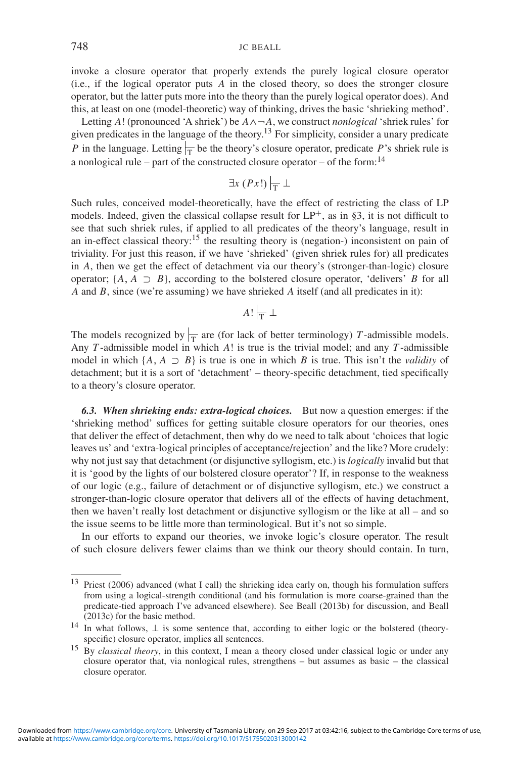invoke a closure operator that properly extends the purely logical closure operator (i.e., if the logical operator puts $A$ in the closed theory, so does the stronger closure operator, but the latter puts more into the theory than the purely logical operator does). And this, at least on one (model-theoretic) way of thinking, drives the basic 'shrieking method'.

Letting $A!$ (pronounced 'A shriek') be $A \wedge \neg A$, we construct *nonlogical* 'shriek rules' for given predicates in the language of the theory.[13] For simplicity, consider a unary predicate $P$ in the language. Letting $\vdash_{\mathrm{T}}$ be the theory's closure operator, predicate $P$'s shriek rule is a nonlogical rule – part of the constructed closure operator – of the form:[14]

$$\exists x\,(Px!) \vdash_{\mathrm{T}} \bot$$

Such rules, conceived model-theoretically, have the effect of restricting the class of LP models. Indeed, given the classical collapse result for $\mathrm{LP}^{+}$, as in §3, it is not difficult to see that such shriek rules, if applied to all predicates of the theory's language, result in an in-effect classical theory:[15] the resulting theory is (negation-) inconsistent on pain of triviality. For just this reason, if we have 'shrieked' (given shriek rules for) all predicates in $A$, then we get the effect of detachment via our theory's (stronger-than-logic) closure operator; $\{A, A \supset B\}$, according to the bolstered closure operator, 'delivers' $B$ for all $A$ and $B$, since (we're assuming) we have shrieked $A$ itself (and all predicates in it):

$$A! \vdash_{\mathrm{T}} \bot$$

The models recognized by $\vdash_{\mathrm{T}}$ are (for lack of better terminology) $T$-admissible models. Any $T$-admissible model in which $A!$ is true is the trivial model; and any $T$-admissible model in which $\{A, A \supset B\}$ is true is one in which $B$ is true. This isn't the *validity* of detachment; but it is a sort of 'detachment' – theory-specific detachment, tied specifically to a theory's closure operator.

***6.3. When shrieking ends: extra-logical choices.*** But now a question emerges: if the 'shrieking method' suffices for getting suitable closure operators for our theories, ones that deliver the effect of detachment, then why do we need to talk about 'choices that logic leaves us' and 'extra-logical principles of acceptance/rejection' and the like? More crudely: why not just say that detachment (or disjunctive syllogism, etc.) is *logically* invalid but that it is 'good by the lights of our bolstered closure operator'? If, in response to the weakness of our logic (e.g., failure of detachment or of disjunctive syllogism, etc.) we construct a stronger-than-logic closure operator that delivers all of the effects of having detachment, then we haven't really lost detachment or disjunctive syllogism or the like at all – and so the issue seems to be little more than terminological. But it's not so simple.

In our efforts to expand our theories, we invoke logic's closure operator. The result of such closure delivers fewer claims than we think our theory should contain. In turn,

[13] Priest (2006) advanced (what I call) the shrieking idea early on, though his formulation suffers from using a logical-strength conditional (and his formulation is more coarse-grained than the predicate-tied approach I've advanced elsewhere). See Beall (2013b) for discussion, and Beall (2013c) for the basic method.

[14] In what follows, $\bot$ is some sentence that, according to either logic or the bolstered (theory-specific) closure operator, implies all sentences.

[15] By *classical theory*, in this context, I mean a theory closed under classical logic or under any closure operator that, via nonlogical rules, strengthens – but assumes as basic – the classical closure operator.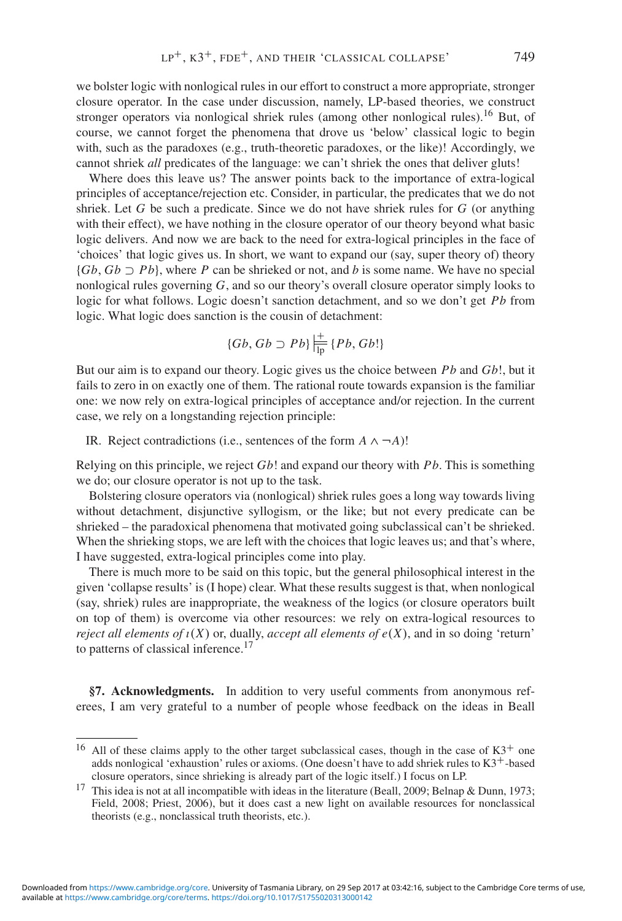we bolster logic with nonlogical rules in our effort to construct a more appropriate, stronger closure operator. In the case under discussion, namely, LP-based theories, we construct stronger operators via nonlogical shriek rules (among other nonlogical rules).[16] But, of course, we cannot forget the phenomena that drove us 'below' classical logic to begin with, such as the paradoxes (e.g., truth-theoretic paradoxes, or the like)! Accordingly, we cannot shriek *all* predicates of the language: we can't shriek the ones that deliver gluts!

Where does this leave us? The answer points back to the importance of extra-logical principles of acceptance/rejection etc. Consider, in particular, the predicates that we do not shriek. Let $G$ be such a predicate. Since we do not have shriek rules for $G$ (or anything with their effect), we have nothing in the closure operator of our theory beyond what basic logic delivers. And now we are back to the need for extra-logical principles in the face of 'choices' that logic gives us. In short, we want to expand our (say, super theory of) theory $\{Gb, Gb \supset Pb\}$, where $P$ can be shrieked or not, and $b$ is some name. We have no special nonlogical rules governing $G$, and so our theory's overall closure operator simply looks to logic for what follows. Logic doesn't sanction detachment, and so we don't get $Pb$ from logic. What logic does sanction is the cousin of detachment:

$$\{Gb, Gb \supset Pb\} \models^{+}_{\text{lp}} \{Pb, Gb!\}$$

But our aim is to expand our theory. Logic gives us the choice between $Pb$ and $Gb!$, but it fails to zero in on exactly one of them. The rational route towards expansion is the familiar one: we now rely on extra-logical principles of acceptance and/or rejection. In the current case, we rely on a longstanding rejection principle:

IR. Reject contradictions (i.e., sentences of the form $A \wedge \neg A$)!

Relying on this principle, we reject $Gb!$ and expand our theory with $Pb$. This is something we do; our closure operator is not up to the task.

Bolstering closure operators via (nonlogical) shriek rules goes a long way towards living without detachment, disjunctive syllogism, or the like; but not every predicate can be shrieked – the paradoxical phenomena that motivated going subclassical can't be shrieked. When the shrieking stops, we are left with the choices that logic leaves us; and that's where, I have suggested, extra-logical principles come into play.

There is much more to be said on this topic, but the general philosophical interest in the given 'collapse results' is (I hope) clear. What these results suggest is that, when nonlogical (say, shriek) rules are inappropriate, the weakness of the logics (or closure operators built on top of them) is overcome via other resources: we rely on extra-logical resources to *reject all elements of* $\iota(X)$ or, dually, *accept all elements of* $e(X)$, and in so doing 'return' to patterns of classical inference.[17]

**§7. Acknowledgments.** In addition to very useful comments from anonymous referees, I am very grateful to a number of people whose feedback on the ideas in Beall

---

[16] All of these claims apply to the other target subclassical cases, though in the case of K3$^{+}$ one adds nonlogical 'exhaustion' rules or axioms. (One doesn't have to add shriek rules to K3$^{+}$-based closure operators, since shrieking is already part of the logic itself.) I focus on LP.

[17] This idea is not at all incompatible with ideas in the literature (Beall, 2009; Belnap & Dunn, 1973; Field, 2008; Priest, 2006), but it does cast a new light on available resources for nonclassical theorists (e.g., nonclassical truth theorists, etc.).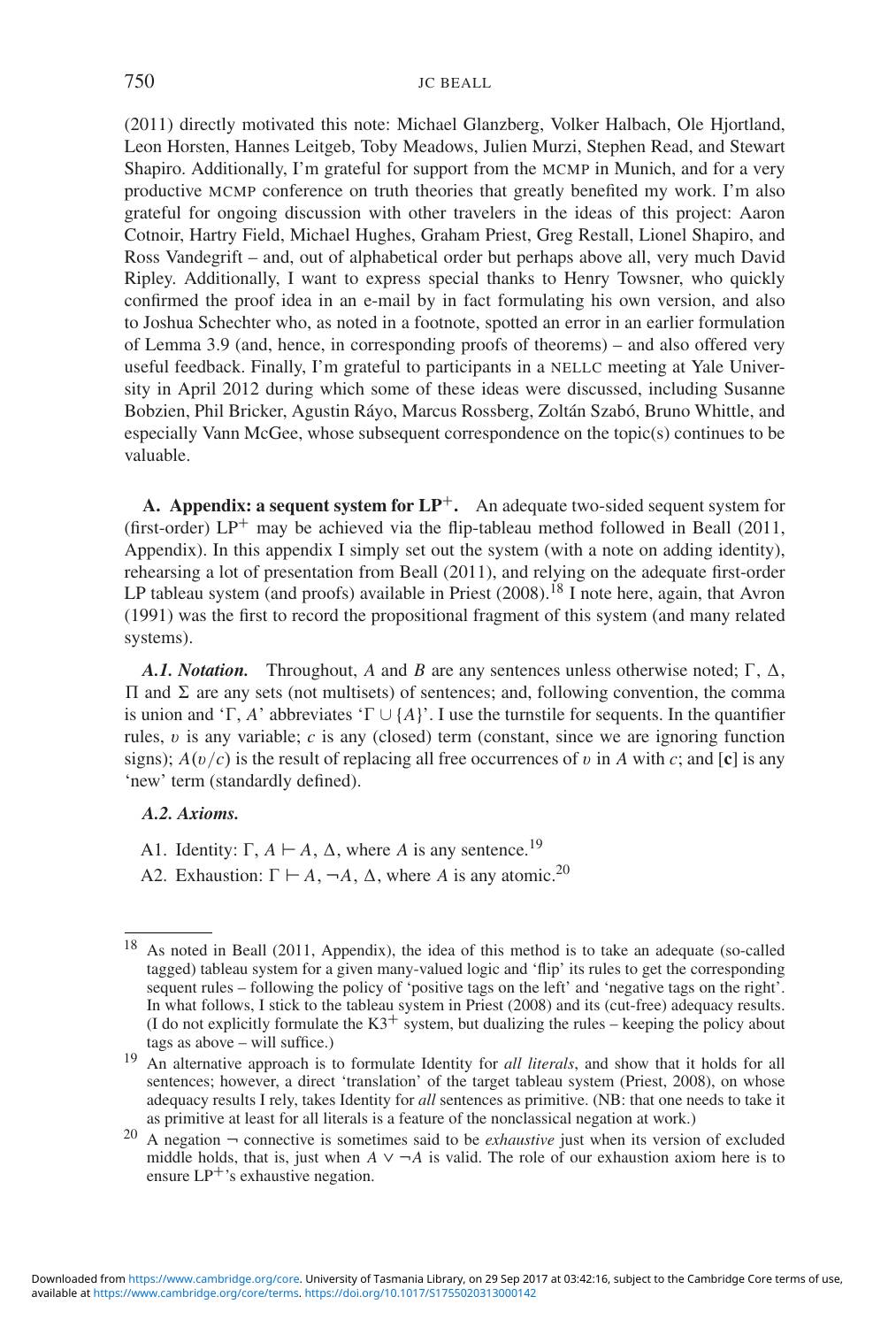(2011) directly motivated this note: Michael Glanzberg, Volker Halbach, Ole Hjortland, Leon Horsten, Hannes Leitgeb, Toby Meadows, Julien Murzi, Stephen Read, and Stewart Shapiro. Additionally, I'm grateful for support from the MCMP in Munich, and for a very productive MCMP conference on truth theories that greatly benefited my work. I'm also grateful for ongoing discussion with other travelers in the ideas of this project: Aaron Cotnoir, Hartry Field, Michael Hughes, Graham Priest, Greg Restall, Lionel Shapiro, and Ross Vandegrift – and, out of alphabetical order but perhaps above all, very much David Ripley. Additionally, I want to express special thanks to Henry Towsner, who quickly confirmed the proof idea in an e-mail by in fact formulating his own version, and also to Joshua Schechter who, as noted in a footnote, spotted an error in an earlier formulation of Lemma 3.9 (and, hence, in corresponding proofs of theorems) – and also offered very useful feedback. Finally, I'm grateful to participants in a NELLC meeting at Yale University in April 2012 during which some of these ideas were discussed, including Susanne Bobzien, Phil Bricker, Agustin Ráyo, Marcus Rossberg, Zoltán Szabó, Bruno Whittle, and especially Vann McGee, whose subsequent correspondence on the topic(s) continues to be valuable.

## A. Appendix: a sequent system for $\mathrm{LP}^+$.

An adequate two-sided sequent system for (first-order) $\mathrm{LP}^+$ may be achieved via the flip-tableau method followed in Beall (2011, Appendix). In this appendix I simply set out the system (with a note on adding identity), rehearsing a lot of presentation from Beall (2011), and relying on the adequate first-order LP tableau system (and proofs) available in Priest (2008).[18] I note here, again, that Avron (1991) was the first to record the propositional fragment of this system (and many related systems).

***A.1. Notation.*** Throughout, $A$ and $B$ are any sentences unless otherwise noted; $\Gamma$, $\Delta$, $\Pi$ and $\Sigma$ are any sets (not multisets) of sentences; and, following convention, the comma is union and '$\Gamma, A$' abbreviates '$\Gamma \cup \{A\}$'. I use the turnstile for sequents. In the quantifier rules, $\upsilon$ is any variable; $c$ is any (closed) term (constant, since we are ignoring function signs); $A(\upsilon/c)$ is the result of replacing all free occurrences of $\upsilon$ in $A$ with $c$; and $[\mathbf{c}]$ is any 'new' term (standardly defined).

***A.2. Axioms.***

A1. Identity: $\Gamma, A \vdash A, \Delta$, where $A$ is any sentence.[19]

A2. Exhaustion: $\Gamma \vdash A, \neg A, \Delta$, where $A$ is any atomic.[20]

---

[18] As noted in Beall (2011, Appendix), the idea of this method is to take an adequate (so-called tagged) tableau system for a given many-valued logic and 'flip' its rules to get the corresponding sequent rules – following the policy of 'positive tags on the left' and 'negative tags on the right'. In what follows, I stick to the tableau system in Priest (2008) and its (cut-free) adequacy results. (I do not explicitly formulate the $\mathrm{K3}^+$ system, but dualizing the rules – keeping the policy about tags as above – will suffice.)

[19] An alternative approach is to formulate Identity for *all literals*, and show that it holds for all sentences; however, a direct 'translation' of the target tableau system (Priest, 2008), on whose adequacy results I rely, takes Identity for *all* sentences as primitive. (NB: that one needs to take it as primitive at least for all literals is a feature of the nonclassical negation at work.)

[20] A negation $\neg$ connective is sometimes said to be *exhaustive* just when its version of excluded middle holds, that is, just when $A \vee \neg A$ is valid. The role of our exhaustion axiom here is to ensure $\mathrm{LP}^+$'s exhaustive negation.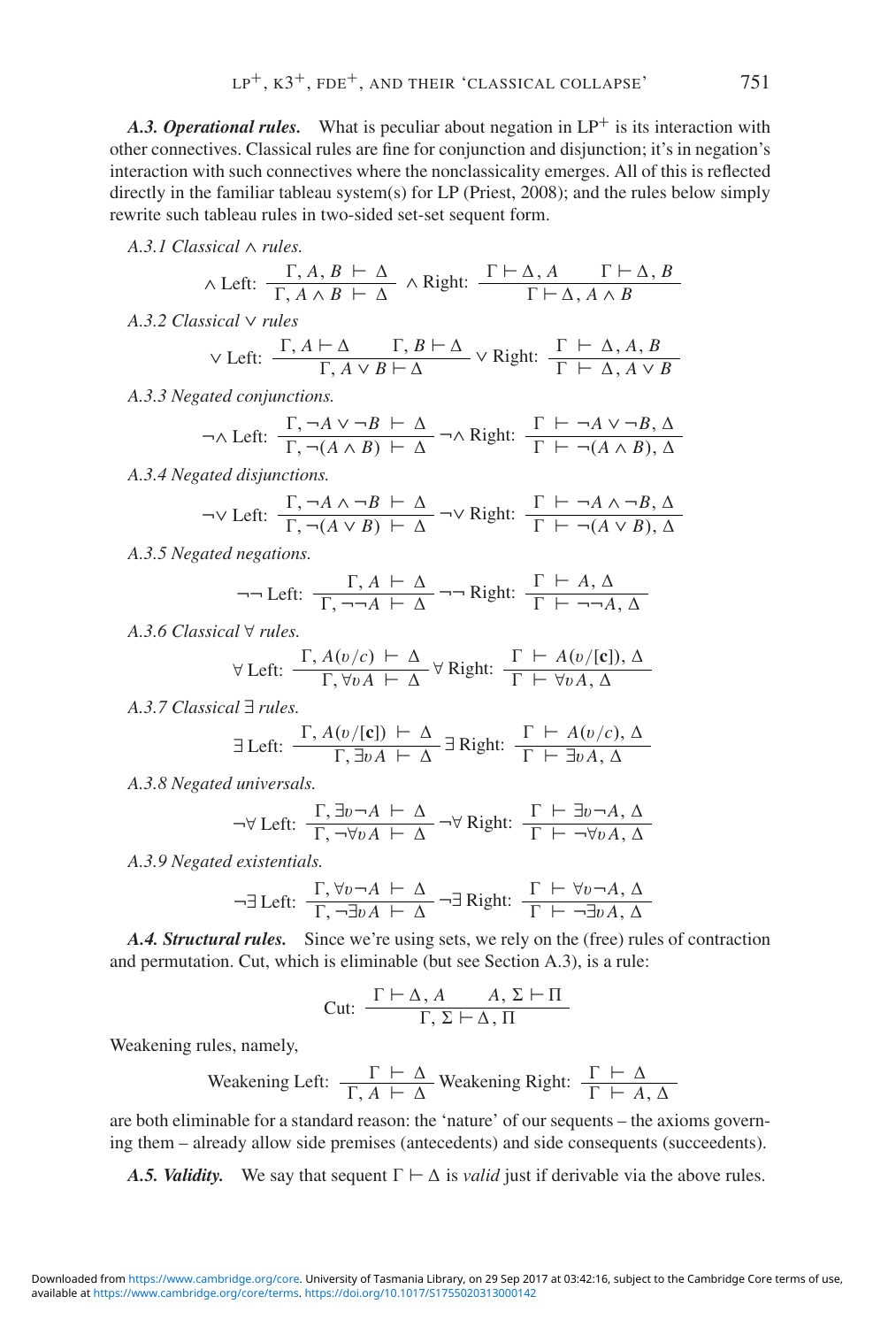***A.3. Operational rules.*** What is peculiar about negation in $\text{LP}^+$ is its interaction with other connectives. Classical rules are fine for conjunction and disjunction; it's in negation's interaction with such connectives where the nonclassicality emerges. All of this is reflected directly in the familiar tableau system(s) for LP (Priest, 2008); and the rules below simply rewrite such tableau rules in two-sided set-set sequent form.

*A.3.1 Classical ∧ rules.*

$$\wedge \text{ Left: } \frac{\Gamma, A, B \vdash \Delta}{\Gamma, A \wedge B \vdash \Delta} \quad \wedge \text{ Right: } \frac{\Gamma \vdash \Delta, A \qquad \Gamma \vdash \Delta, B}{\Gamma \vdash \Delta, A \wedge B}$$

*A.3.2 Classical ∨ rules*

$$\vee \text{ Left: } \frac{\Gamma, A \vdash \Delta \qquad \Gamma, B \vdash \Delta}{\Gamma, A \vee B \vdash \Delta} \quad \vee \text{ Right: } \frac{\Gamma \vdash \Delta, A, B}{\Gamma \vdash \Delta, A \vee B}$$

*A.3.3 Negated conjunctions.*

$$\neg\wedge \text{ Left: } \frac{\Gamma, \neg A \vee \neg B \vdash \Delta}{\Gamma, \neg(A \wedge B) \vdash \Delta} \quad \neg\wedge \text{ Right: } \frac{\Gamma \vdash \neg A \vee \neg B, \Delta}{\Gamma \vdash \neg(A \wedge B), \Delta}$$

*A.3.4 Negated disjunctions.*

$$\neg\vee \text{ Left: } \frac{\Gamma, \neg A \wedge \neg B \vdash \Delta}{\Gamma, \neg(A \vee B) \vdash \Delta} \quad \neg\vee \text{ Right: } \frac{\Gamma \vdash \neg A \wedge \neg B, \Delta}{\Gamma \vdash \neg(A \vee B), \Delta}$$

*A.3.5 Negated negations.*

$$\neg\neg \text{ Left: } \frac{\Gamma, A \vdash \Delta}{\Gamma, \neg\neg A \vdash \Delta} \quad \neg\neg \text{ Right: } \frac{\Gamma \vdash A, \Delta}{\Gamma \vdash \neg\neg A, \Delta}$$

*A.3.6 Classical ∀ rules.*

$$\forall \text{ Left: } \frac{\Gamma, A(\upsilon/c) \vdash \Delta}{\Gamma, \forall \upsilon A \vdash \Delta} \quad \forall \text{ Right: } \frac{\Gamma \vdash A(\upsilon/[\mathbf{c}]), \Delta}{\Gamma \vdash \forall \upsilon A, \Delta}$$

*A.3.7 Classical ∃ rules.*

$$\exists \text{ Left: } \frac{\Gamma, A(\upsilon/[\mathbf{c}]) \vdash \Delta}{\Gamma, \exists \upsilon A \vdash \Delta} \quad \exists \text{ Right: } \frac{\Gamma \vdash A(\upsilon/c), \Delta}{\Gamma \vdash \exists \upsilon A, \Delta}$$

*A.3.8 Negated universals.*

$$\neg\forall \text{ Left: } \frac{\Gamma, \exists \upsilon \neg A \vdash \Delta}{\Gamma, \neg\forall \upsilon A \vdash \Delta} \quad \neg\forall \text{ Right: } \frac{\Gamma \vdash \exists \upsilon \neg A, \Delta}{\Gamma \vdash \neg\forall \upsilon A, \Delta}$$

*A.3.9 Negated existentials.*

$$\neg\exists \text{ Left: } \frac{\Gamma, \forall \upsilon \neg A \vdash \Delta}{\Gamma, \neg\exists \upsilon A \vdash \Delta} \quad \neg\exists \text{ Right: } \frac{\Gamma \vdash \forall \upsilon \neg A, \Delta}{\Gamma \vdash \neg\exists \upsilon A, \Delta}$$

***A.4. Structural rules.*** Since we're using sets, we rely on the (free) rules of contraction and permutation. Cut, which is eliminable (but see Section A.3), is a rule:

$$\text{Cut: } \frac{\Gamma \vdash \Delta, A \qquad A, \Sigma \vdash \Pi}{\Gamma, \Sigma \vdash \Delta, \Pi}$$

Weakening rules, namely,

$$\text{Weakening Left: } \frac{\Gamma \vdash \Delta}{\Gamma, A \vdash \Delta} \quad \text{Weakening Right: } \frac{\Gamma \vdash \Delta}{\Gamma \vdash A, \Delta}$$

are both eliminable for a standard reason: the 'nature' of our sequents – the axioms governing them – already allow side premises (antecedents) and side consequents (succeedents).

***A.5. Validity.*** We say that sequent $\Gamma \vdash \Delta$ is *valid* just if derivable via the above rules.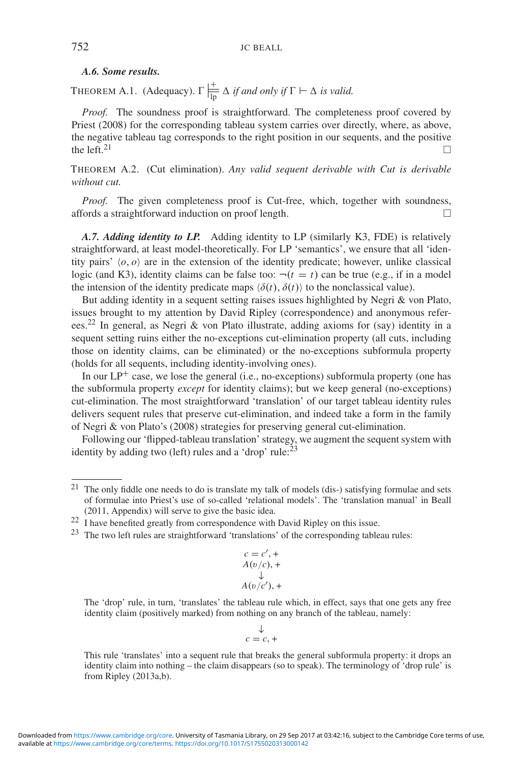### *A.6. Some results.*

THEOREM A.1. (Adequacy). $\Gamma \mathrel{\substack{+\\ \models\\ \text{lp}}} \Delta$ *if and only if* $\Gamma \vdash \Delta$ *is valid.*

*Proof.* The soundness proof is straightforward. The completeness proof covered by Priest (2008) for the corresponding tableau system carries over directly, where, as above, the negative tableau tag corresponds to the right position in our sequents, and the positive the left.[21] □

THEOREM A.2. (Cut elimination). *Any valid sequent derivable with Cut is derivable without cut.*

*Proof.* The given completeness proof is Cut-free, which, together with soundness, affords a straightforward induction on proof length. □

***A.7. Adding identity to LP.*** Adding identity to LP (similarly K3, FDE) is relatively straightforward, at least model-theoretically. For LP 'semantics', we ensure that all 'identity pairs' $\langle o, o \rangle$ are in the extension of the identity predicate; however, unlike classical logic (and K3), identity claims can be false too: $\neg(t = t)$ can be true (e.g., if in a model the intension of the identity predicate maps $\langle \delta(t), \delta(t) \rangle$ to the nonclassical value).

But adding identity in a sequent setting raises issues highlighted by Negri & von Plato, issues brought to my attention by David Ripley (correspondence) and anonymous referees.[22] In general, as Negri & von Plato illustrate, adding axioms for (say) identity in a sequent setting ruins either the no-exceptions cut-elimination property (all cuts, including those on identity claims, can be eliminated) or the no-exceptions subformula property (holds for all sequents, including identity-involving ones).

In our $\text{LP}^+$ case, we lose the general (i.e., no-exceptions) subformula property (one has the subformula property *except* for identity claims); but we keep general (no-exceptions) cut-elimination. The most straightforward 'translation' of our target tableau identity rules delivers sequent rules that preserve cut-elimination, and indeed take a form in the family of Negri & von Plato's (2008) strategies for preserving general cut-elimination.

Following our 'flipped-tableau translation' strategy, we augment the sequent system with identity by adding two (left) rules and a 'drop' rule:[23]

---

[21] The only fiddle one needs to do is translate my talk of models (dis-) satisfying formulae and sets of formulae into Priest's use of so-called 'relational models'. The 'translation manual' in Beall (2011, Appendix) will serve to give the basic idea.

[22] I have benefited greatly from correspondence with David Ripley on this issue.

[23] The two left rules are straightforward 'translations' of the corresponding tableau rules:

$$\begin{array}{c} c = c', + \\ A(v/c), + \\ \downarrow \\ A(v/c'), + \end{array}$$

The 'drop' rule, in turn, 'translates' the tableau rule which, in effect, says that one gets any free identity claim (positively marked) from nothing on any branch of the tableau, namely:

$$\begin{array}{c} \downarrow \\ c = c, + \end{array}$$

This rule 'translates' into a sequent rule that breaks the general subformula property: it drops an identity claim into nothing – the claim disappears (so to speak). The terminology of 'drop rule' is from Ripley (2013a,b).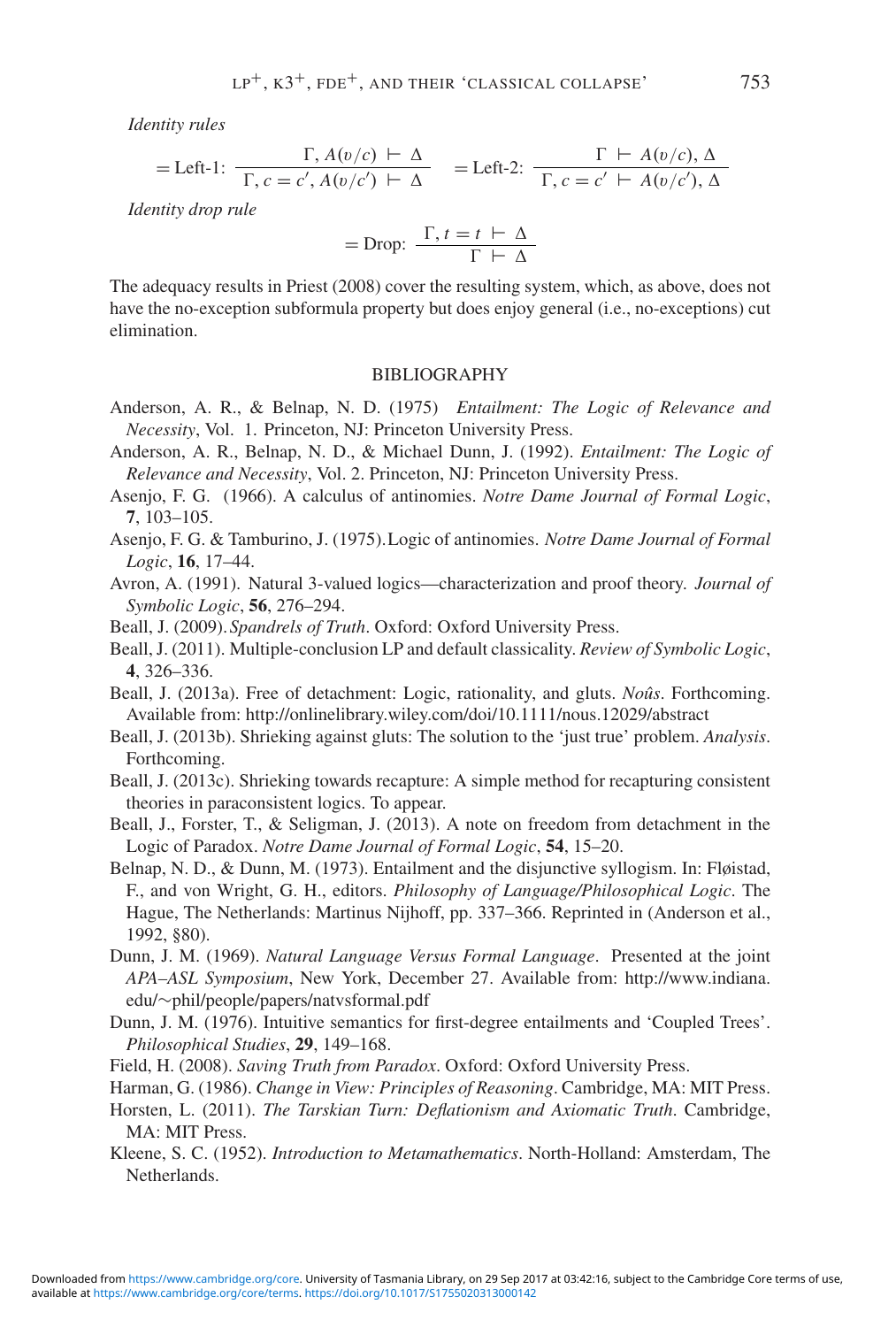*Identity rules*

$$= \text{Left-1: } \frac{\Gamma, A(v/c) \vdash \Delta}{\Gamma, c = c', A(v/c') \vdash \Delta} \quad = \text{Left-2: } \frac{\Gamma \vdash A(v/c), \Delta}{\Gamma, c = c' \vdash A(v/c'), \Delta}$$

*Identity drop rule*

$$= \text{Drop: } \frac{\Gamma, t = t \vdash \Delta}{\Gamma \vdash \Delta}$$

The adequacy results in Priest (2008) cover the resulting system, which, as above, does not have the no-exception subformula property but does enjoy general (i.e., no-exceptions) cut elimination.

## BIBLIOGRAPHY

Anderson, A. R., & Belnap, N. D. (1975) *Entailment: The Logic of Relevance and Necessity*, Vol. 1. Princeton, NJ: Princeton University Press.

Anderson, A. R., Belnap, N. D., & Michael Dunn, J. (1992). *Entailment: The Logic of Relevance and Necessity*, Vol. 2. Princeton, NJ: Princeton University Press.

Asenjo, F. G. (1966). A calculus of antinomies. *Notre Dame Journal of Formal Logic*, **7**, 103–105.

Asenjo, F. G. & Tamburino, J. (1975). Logic of antinomies. *Notre Dame Journal of Formal Logic*, **16**, 17–44.

Avron, A. (1991). Natural 3-valued logics—characterization and proof theory. *Journal of Symbolic Logic*, **56**, 276–294.

Beall, J. (2009). *Spandrels of Truth*. Oxford: Oxford University Press.

Beall, J. (2011). Multiple-conclusion LP and default classicality. *Review of Symbolic Logic*, **4**, 326–336.

Beall, J. (2013a). Free of detachment: Logic, rationality, and gluts. *Noûs*. Forthcoming. Available from: http://onlinelibrary.wiley.com/doi/10.1111/nous.12029/abstract

Beall, J. (2013b). Shrieking against gluts: The solution to the 'just true' problem. *Analysis*. Forthcoming.

Beall, J. (2013c). Shrieking towards recapture: A simple method for recapturing consistent theories in paraconsistent logics. To appear.

Beall, J., Forster, T., & Seligman, J. (2013). A note on freedom from detachment in the Logic of Paradox. *Notre Dame Journal of Formal Logic*, **54**, 15–20.

Belnap, N. D., & Dunn, M. (1973). Entailment and the disjunctive syllogism. In: Fløistad, F., and von Wright, G. H., editors. *Philosophy of Language/Philosophical Logic*. The Hague, The Netherlands: Martinus Nijhoff, pp. 337–366. Reprinted in (Anderson et al., 1992, §80).

Dunn, J. M. (1969). *Natural Language Versus Formal Language*. Presented at the joint *APA–ASL Symposium*, New York, December 27. Available from: http://www.indiana.edu/~phil/people/papers/natvsformal.pdf

Dunn, J. M. (1976). Intuitive semantics for first-degree entailments and 'Coupled Trees'. *Philosophical Studies*, **29**, 149–168.

Field, H. (2008). *Saving Truth from Paradox*. Oxford: Oxford University Press.

Harman, G. (1986). *Change in View: Principles of Reasoning*. Cambridge, MA: MIT Press.

Horsten, L. (2011). *The Tarskian Turn: Deflationism and Axiomatic Truth*. Cambridge, MA: MIT Press.

Kleene, S. C. (1952). *Introduction to Metamathematics*. North-Holland: Amsterdam, The Netherlands.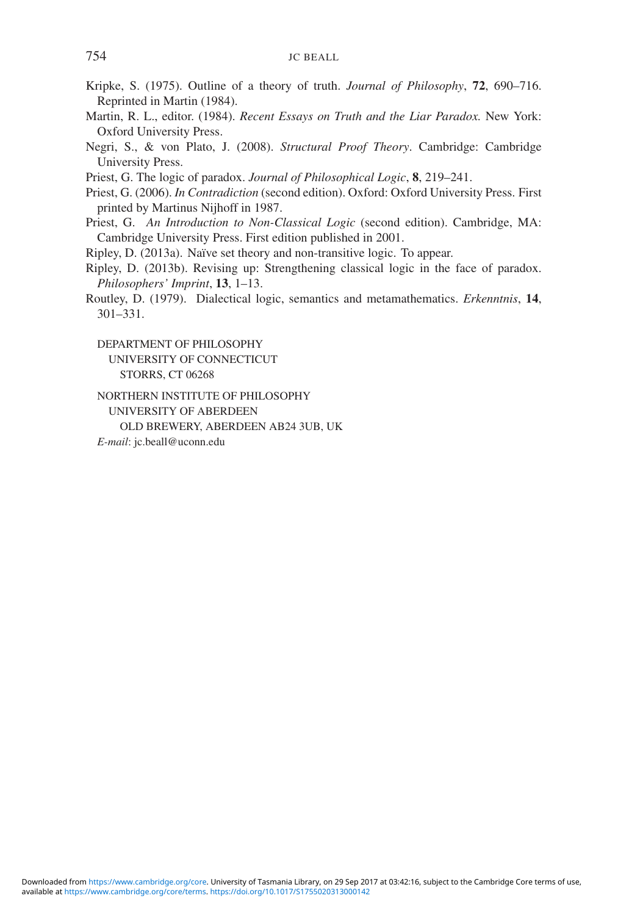Kripke, S. (1975). Outline of a theory of truth. *Journal of Philosophy*, **72**, 690–716. Reprinted in Martin (1984).

Martin, R. L., editor. (1984). *Recent Essays on Truth and the Liar Paradox*. New York: Oxford University Press.

Negri, S., & von Plato, J. (2008). *Structural Proof Theory*. Cambridge: Cambridge University Press.

Priest, G. The logic of paradox. *Journal of Philosophical Logic*, **8**, 219–241.

Priest, G. (2006). *In Contradiction* (second edition). Oxford: Oxford University Press. First printed by Martinus Nijhoff in 1987.

Priest, G. *An Introduction to Non-Classical Logic* (second edition). Cambridge, MA: Cambridge University Press. First edition published in 2001.

Ripley, D. (2013a). Naïve set theory and non-transitive logic. To appear.

Ripley, D. (2013b). Revising up: Strengthening classical logic in the face of paradox. *Philosophers' Imprint*, **13**, 1–13.

Routley, D. (1979). Dialectical logic, semantics and metamathematics. *Erkenntnis*, **14**, 301–331.

DEPARTMENT OF PHILOSOPHY
UNIVERSITY OF CONNECTICUT
STORRS, CT 06268

NORTHERN INSTITUTE OF PHILOSOPHY
UNIVERSITY OF ABERDEEN
OLD BREWERY, ABERDEEN AB24 3UB, UK

*E-mail*: jc.beall@uconn.edu